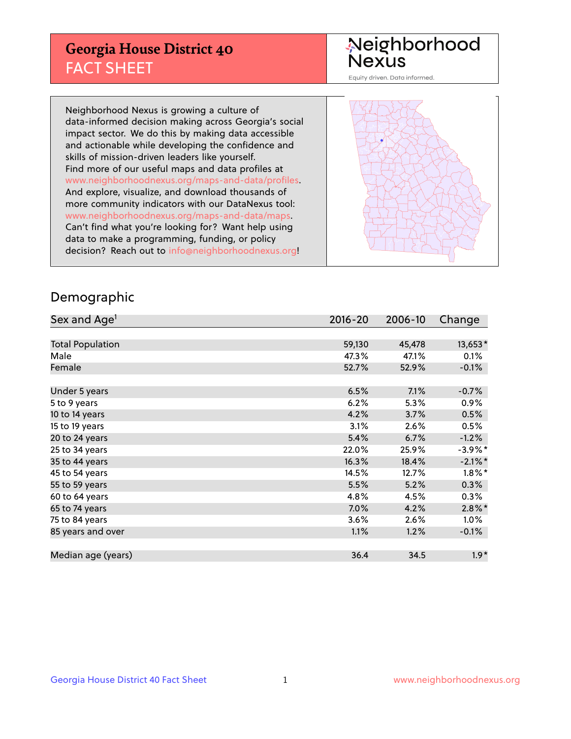# Georgia House District 40
## FACT SHEET

Neighborhood Nexus

Equity driven. Data informed.

Neighborhood Nexus is growing a culture of data-informed decision making across Georgia's social impact sector. We do this by making data accessible and actionable while developing the confidence and skills of mission-driven leaders like yourself. Find more of our useful maps and data profiles at www.neighborhoodnexus.org/maps-and-data/profiles. And explore, visualize, and download thousands of more community indicators with our DataNexus tool: www.neighborhoodnexus.org/maps-and-data/maps. Can't find what you're looking for? Want help using data to make a programming, funding, or policy decision? Reach out to info@neighborhoodnexus.org!

## Demographic

| Sex and Age[1] | 2016-20 | 2006-10 | Change |
|---|---|---|---|
| Total Population | 59,130 | 45,478 | 13,653* |
| Male | 47.3% | 47.1% | 0.1% |
| Female | 52.7% | 52.9% | -0.1% |
| | | | |
| Under 5 years | 6.5% | 7.1% | -0.7% |
| 5 to 9 years | 6.2% | 5.3% | 0.9% |
| 10 to 14 years | 4.2% | 3.7% | 0.5% |
| 15 to 19 years | 3.1% | 2.6% | 0.5% |
| 20 to 24 years | 5.4% | 6.7% | -1.2% |
| 25 to 34 years | 22.0% | 25.9% | -3.9%* |
| 35 to 44 years | 16.3% | 18.4% | -2.1%* |
| 45 to 54 years | 14.5% | 12.7% | 1.8%* |
| 55 to 59 years | 5.5% | 5.2% | 0.3% |
| 60 to 64 years | 4.8% | 4.5% | 0.3% |
| 65 to 74 years | 7.0% | 4.2% | 2.8%* |
| 75 to 84 years | 3.6% | 2.6% | 1.0% |
| 85 years and over | 1.1% | 1.2% | -0.1% |
| | | | |
| Median age (years) | 36.4 | 34.5 | 1.9* |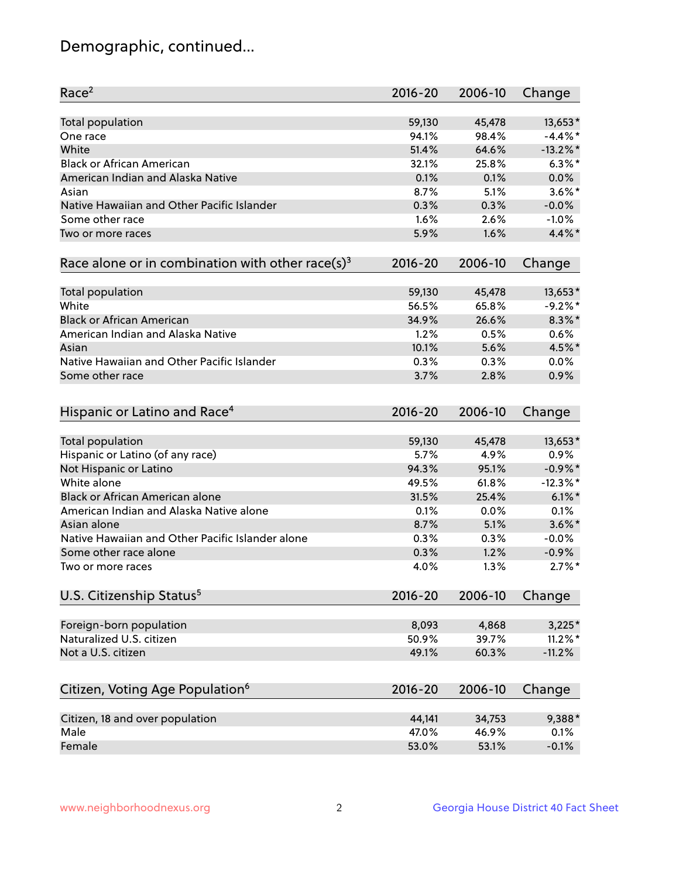# Demographic, continued...

| Race[2] | 2016-20 | 2006-10 | Change |
|---|---|---|---|
| Total population | 59,130 | 45,478 | 13,653* |
| One race | 94.1% | 98.4% | -4.4%* |
| White | 51.4% | 64.6% | -13.2%* |
| Black or African American | 32.1% | 25.8% | 6.3%* |
| American Indian and Alaska Native | 0.1% | 0.1% | 0.0% |
| Asian | 8.7% | 5.1% | 3.6%* |
| Native Hawaiian and Other Pacific Islander | 0.3% | 0.3% | -0.0% |
| Some other race | 1.6% | 2.6% | -1.0% |
| Two or more races | 5.9% | 1.6% | 4.4%* |

| Race alone or in combination with other race(s)[3] | 2016-20 | 2006-10 | Change |
|---|---|---|---|
| Total population | 59,130 | 45,478 | 13,653* |
| White | 56.5% | 65.8% | -9.2%* |
| Black or African American | 34.9% | 26.6% | 8.3%* |
| American Indian and Alaska Native | 1.2% | 0.5% | 0.6% |
| Asian | 10.1% | 5.6% | 4.5%* |
| Native Hawaiian and Other Pacific Islander | 0.3% | 0.3% | 0.0% |
| Some other race | 3.7% | 2.8% | 0.9% |

| Hispanic or Latino and Race[4] | 2016-20 | 2006-10 | Change |
|---|---|---|---|
| Total population | 59,130 | 45,478 | 13,653* |
| Hispanic or Latino (of any race) | 5.7% | 4.9% | 0.9% |
| Not Hispanic or Latino | 94.3% | 95.1% | -0.9%* |
| White alone | 49.5% | 61.8% | -12.3%* |
| Black or African American alone | 31.5% | 25.4% | 6.1%* |
| American Indian and Alaska Native alone | 0.1% | 0.0% | 0.1% |
| Asian alone | 8.7% | 5.1% | 3.6%* |
| Native Hawaiian and Other Pacific Islander alone | 0.3% | 0.3% | -0.0% |
| Some other race alone | 0.3% | 1.2% | -0.9% |
| Two or more races | 4.0% | 1.3% | 2.7%* |

| U.S. Citizenship Status[5] | 2016-20 | 2006-10 | Change |
|---|---|---|---|
| Foreign-born population | 8,093 | 4,868 | 3,225* |
| Naturalized U.S. citizen | 50.9% | 39.7% | 11.2%* |
| Not a U.S. citizen | 49.1% | 60.3% | -11.2% |

| Citizen, Voting Age Population[6] | 2016-20 | 2006-10 | Change |
|---|---|---|---|
| Citizen, 18 and over population | 44,141 | 34,753 | 9,388* |
| Male | 47.0% | 46.9% | 0.1% |
| Female | 53.0% | 53.1% | -0.1% |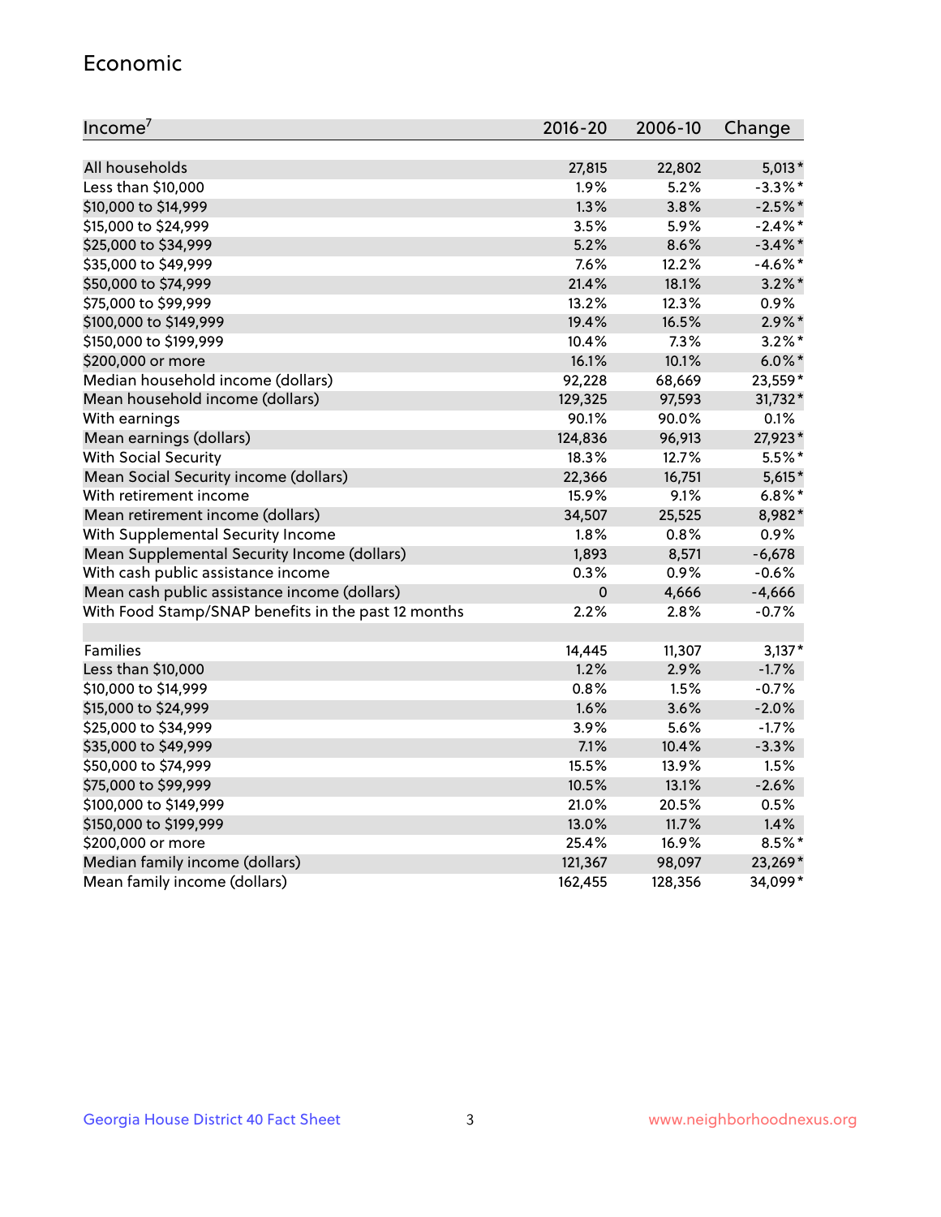## Economic

| Income[7] | 2016-20 | 2006-10 | Change |
|---|---|---|---|
| All households | 27,815 | 22,802 | 5,013* |
| Less than $10,000 | 1.9% | 5.2% | -3.3%* |
| $10,000 to $14,999 | 1.3% | 3.8% | -2.5%* |
| $15,000 to $24,999 | 3.5% | 5.9% | -2.4%* |
| $25,000 to $34,999 | 5.2% | 8.6% | -3.4%* |
| $35,000 to $49,999 | 7.6% | 12.2% | -4.6%* |
| $50,000 to $74,999 | 21.4% | 18.1% | 3.2%* |
| $75,000 to $99,999 | 13.2% | 12.3% | 0.9% |
| $100,000 to $149,999 | 19.4% | 16.5% | 2.9%* |
| $150,000 to $199,999 | 10.4% | 7.3% | 3.2%* |
| $200,000 or more | 16.1% | 10.1% | 6.0%* |
| Median household income (dollars) | 92,228 | 68,669 | 23,559* |
| Mean household income (dollars) | 129,325 | 97,593 | 31,732* |
| With earnings | 90.1% | 90.0% | 0.1% |
| Mean earnings (dollars) | 124,836 | 96,913 | 27,923* |
| With Social Security | 18.3% | 12.7% | 5.5%* |
| Mean Social Security income (dollars) | 22,366 | 16,751 | 5,615* |
| With retirement income | 15.9% | 9.1% | 6.8%* |
| Mean retirement income (dollars) | 34,507 | 25,525 | 8,982* |
| With Supplemental Security Income | 1.8% | 0.8% | 0.9% |
| Mean Supplemental Security Income (dollars) | 1,893 | 8,571 | -6,678 |
| With cash public assistance income | 0.3% | 0.9% | -0.6% |
| Mean cash public assistance income (dollars) | 0 | 4,666 | -4,666 |
| With Food Stamp/SNAP benefits in the past 12 months | 2.2% | 2.8% | -0.7% |
| | | | |
| Families | 14,445 | 11,307 | 3,137* |
| Less than $10,000 | 1.2% | 2.9% | -1.7% |
| $10,000 to $14,999 | 0.8% | 1.5% | -0.7% |
| $15,000 to $24,999 | 1.6% | 3.6% | -2.0% |
| $25,000 to $34,999 | 3.9% | 5.6% | -1.7% |
| $35,000 to $49,999 | 7.1% | 10.4% | -3.3% |
| $50,000 to $74,999 | 15.5% | 13.9% | 1.5% |
| $75,000 to $99,999 | 10.5% | 13.1% | -2.6% |
| $100,000 to $149,999 | 21.0% | 20.5% | 0.5% |
| $150,000 to $199,999 | 13.0% | 11.7% | 1.4% |
| $200,000 or more | 25.4% | 16.9% | 8.5%* |
| Median family income (dollars) | 121,367 | 98,097 | 23,269* |
| Mean family income (dollars) | 162,455 | 128,356 | 34,099* |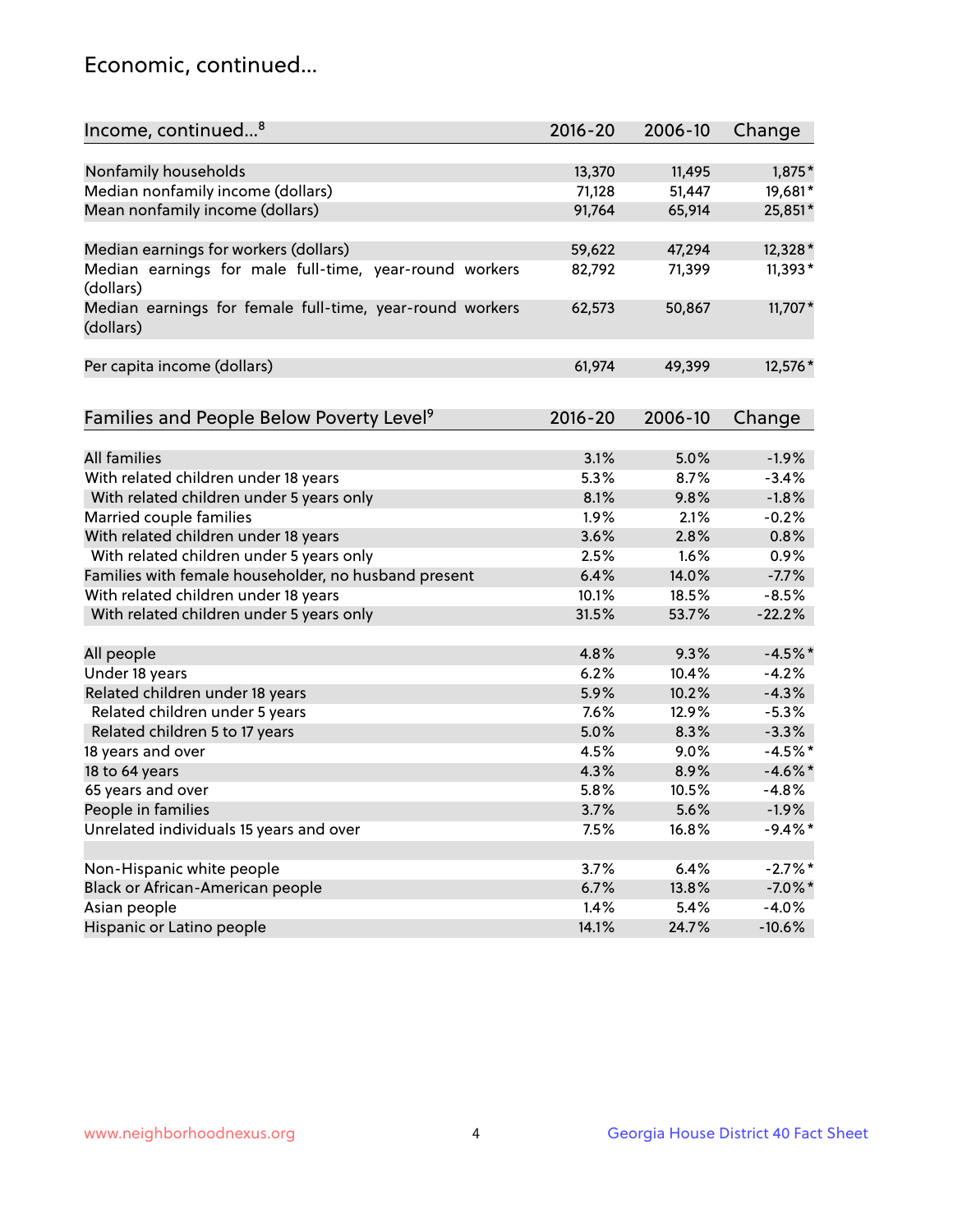# Economic, continued...

| Income, continued...[8] | 2016-20 | 2006-10 | Change |
|---|---|---|---|
| Nonfamily households | 13,370 | 11,495 | 1,875* |
| Median nonfamily income (dollars) | 71,128 | 51,447 | 19,681* |
| Mean nonfamily income (dollars) | 91,764 | 65,914 | 25,851* |
| Median earnings for workers (dollars) | 59,622 | 47,294 | 12,328* |
| Median earnings for male full-time, year-round workers (dollars) | 82,792 | 71,399 | 11,393* |
| Median earnings for female full-time, year-round workers (dollars) | 62,573 | 50,867 | 11,707* |
| Per capita income (dollars) | 61,974 | 49,399 | 12,576* |

| Families and People Below Poverty Level[9] | 2016-20 | 2006-10 | Change |
|---|---|---|---|
| All families | 3.1% | 5.0% | -1.9% |
| With related children under 18 years | 5.3% | 8.7% | -3.4% |
| With related children under 5 years only | 8.1% | 9.8% | -1.8% |
| Married couple families | 1.9% | 2.1% | -0.2% |
| With related children under 18 years | 3.6% | 2.8% | 0.8% |
| With related children under 5 years only | 2.5% | 1.6% | 0.9% |
| Families with female householder, no husband present | 6.4% | 14.0% | -7.7% |
| With related children under 18 years | 10.1% | 18.5% | -8.5% |
| With related children under 5 years only | 31.5% | 53.7% | -22.2% |
| All people | 4.8% | 9.3% | -4.5%* |
| Under 18 years | 6.2% | 10.4% | -4.2% |
| Related children under 18 years | 5.9% | 10.2% | -4.3% |
| Related children under 5 years | 7.6% | 12.9% | -5.3% |
| Related children 5 to 17 years | 5.0% | 8.3% | -3.3% |
| 18 years and over | 4.5% | 9.0% | -4.5%* |
| 18 to 64 years | 4.3% | 8.9% | -4.6%* |
| 65 years and over | 5.8% | 10.5% | -4.8% |
| People in families | 3.7% | 5.6% | -1.9% |
| Unrelated individuals 15 years and over | 7.5% | 16.8% | -9.4%* |
| Non-Hispanic white people | 3.7% | 6.4% | -2.7%* |
| Black or African-American people | 6.7% | 13.8% | -7.0%* |
| Asian people | 1.4% | 5.4% | -4.0% |
| Hispanic or Latino people | 14.1% | 24.7% | -10.6% |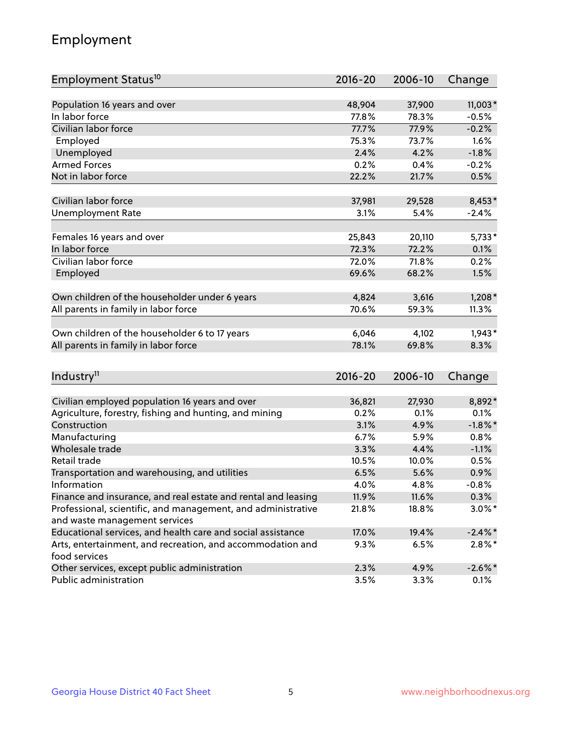## Employment

| Employment Status[10] | 2016-20 | 2006-10 | Change |
|---|---|---|---|
| Population 16 years and over | 48,904 | 37,900 | 11,003* |
| In labor force | 77.8% | 78.3% | -0.5% |
| Civilian labor force | 77.7% | 77.9% | -0.2% |
| Employed | 75.3% | 73.7% | 1.6% |
| Unemployed | 2.4% | 4.2% | -1.8% |
| Armed Forces | 0.2% | 0.4% | -0.2% |
| Not in labor force | 22.2% | 21.7% | 0.5% |
| | | | |
| Civilian labor force | 37,981 | 29,528 | 8,453* |
| Unemployment Rate | 3.1% | 5.4% | -2.4% |
| | | | |
| Females 16 years and over | 25,843 | 20,110 | 5,733* |
| In labor force | 72.3% | 72.2% | 0.1% |
| Civilian labor force | 72.0% | 71.8% | 0.2% |
| Employed | 69.6% | 68.2% | 1.5% |
| | | | |
| Own children of the householder under 6 years | 4,824 | 3,616 | 1,208* |
| All parents in family in labor force | 70.6% | 59.3% | 11.3% |
| | | | |
| Own children of the householder 6 to 17 years | 6,046 | 4,102 | 1,943* |
| All parents in family in labor force | 78.1% | 69.8% | 8.3% |

| Industry[11] | 2016-20 | 2006-10 | Change |
|---|---|---|---|
| Civilian employed population 16 years and over | 36,821 | 27,930 | 8,892* |
| Agriculture, forestry, fishing and hunting, and mining | 0.2% | 0.1% | 0.1% |
| Construction | 3.1% | 4.9% | -1.8%* |
| Manufacturing | 6.7% | 5.9% | 0.8% |
| Wholesale trade | 3.3% | 4.4% | -1.1% |
| Retail trade | 10.5% | 10.0% | 0.5% |
| Transportation and warehousing, and utilities | 6.5% | 5.6% | 0.9% |
| Information | 4.0% | 4.8% | -0.8% |
| Finance and insurance, and real estate and rental and leasing | 11.9% | 11.6% | 0.3% |
| Professional, scientific, and management, and administrative and waste management services | 21.8% | 18.8% | 3.0%* |
| Educational services, and health care and social assistance | 17.0% | 19.4% | -2.4%* |
| Arts, entertainment, and recreation, and accommodation and food services | 9.3% | 6.5% | 2.8%* |
| Other services, except public administration | 2.3% | 4.9% | -2.6%* |
| Public administration | 3.5% | 3.3% | 0.1% |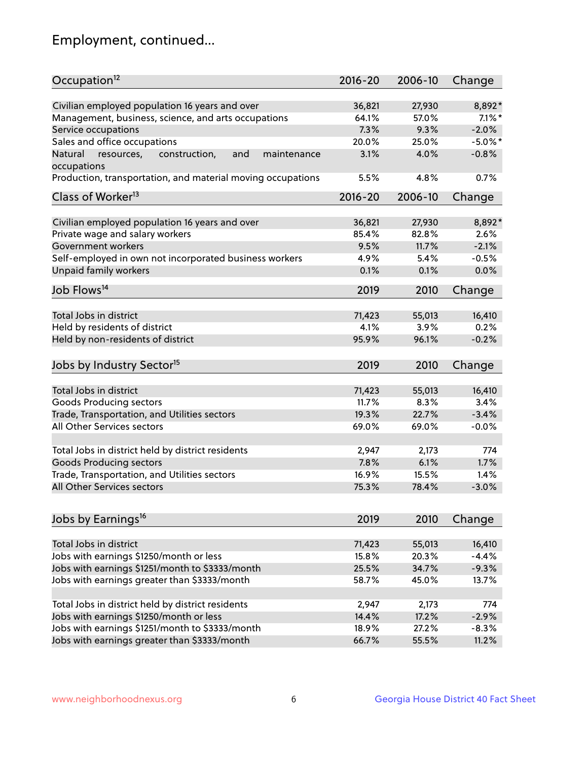# Employment, continued...

| Occupation[12] | 2016-20 | 2006-10 | Change |
|---|---|---|---|
| Civilian employed population 16 years and over | 36,821 | 27,930 | 8,892* |
| Management, business, science, and arts occupations | 64.1% | 57.0% | 7.1%* |
| Service occupations | 7.3% | 9.3% | -2.0% |
| Sales and office occupations | 20.0% | 25.0% | -5.0%* |
| Natural resources, construction, and maintenance occupations | 3.1% | 4.0% | -0.8% |
| Production, transportation, and material moving occupations | 5.5% | 4.8% | 0.7% |

| Class of Worker[13] | 2016-20 | 2006-10 | Change |
|---|---|---|---|
| Civilian employed population 16 years and over | 36,821 | 27,930 | 8,892* |
| Private wage and salary workers | 85.4% | 82.8% | 2.6% |
| Government workers | 9.5% | 11.7% | -2.1% |
| Self-employed in own not incorporated business workers | 4.9% | 5.4% | -0.5% |
| Unpaid family workers | 0.1% | 0.1% | 0.0% |

| Job Flows[14] | 2019 | 2010 | Change |
|---|---|---|---|
| Total Jobs in district | 71,423 | 55,013 | 16,410 |
| Held by residents of district | 4.1% | 3.9% | 0.2% |
| Held by non-residents of district | 95.9% | 96.1% | -0.2% |

| Jobs by Industry Sector[15] | 2019 | 2010 | Change |
|---|---|---|---|
| Total Jobs in district | 71,423 | 55,013 | 16,410 |
| Goods Producing sectors | 11.7% | 8.3% | 3.4% |
| Trade, Transportation, and Utilities sectors | 19.3% | 22.7% | -3.4% |
| All Other Services sectors | 69.0% | 69.0% | -0.0% |
| | | | |
| Total Jobs in district held by district residents | 2,947 | 2,173 | 774 |
| Goods Producing sectors | 7.8% | 6.1% | 1.7% |
| Trade, Transportation, and Utilities sectors | 16.9% | 15.5% | 1.4% |
| All Other Services sectors | 75.3% | 78.4% | -3.0% |

| Jobs by Earnings[16] | 2019 | 2010 | Change |
|---|---|---|---|
| Total Jobs in district | 71,423 | 55,013 | 16,410 |
| Jobs with earnings $1250/month or less | 15.8% | 20.3% | -4.4% |
| Jobs with earnings $1251/month to $3333/month | 25.5% | 34.7% | -9.3% |
| Jobs with earnings greater than $3333/month | 58.7% | 45.0% | 13.7% |
| | | | |
| Total Jobs in district held by district residents | 2,947 | 2,173 | 774 |
| Jobs with earnings $1250/month or less | 14.4% | 17.2% | -2.9% |
| Jobs with earnings $1251/month to $3333/month | 18.9% | 27.2% | -8.3% |
| Jobs with earnings greater than $3333/month | 66.7% | 55.5% | 11.2% |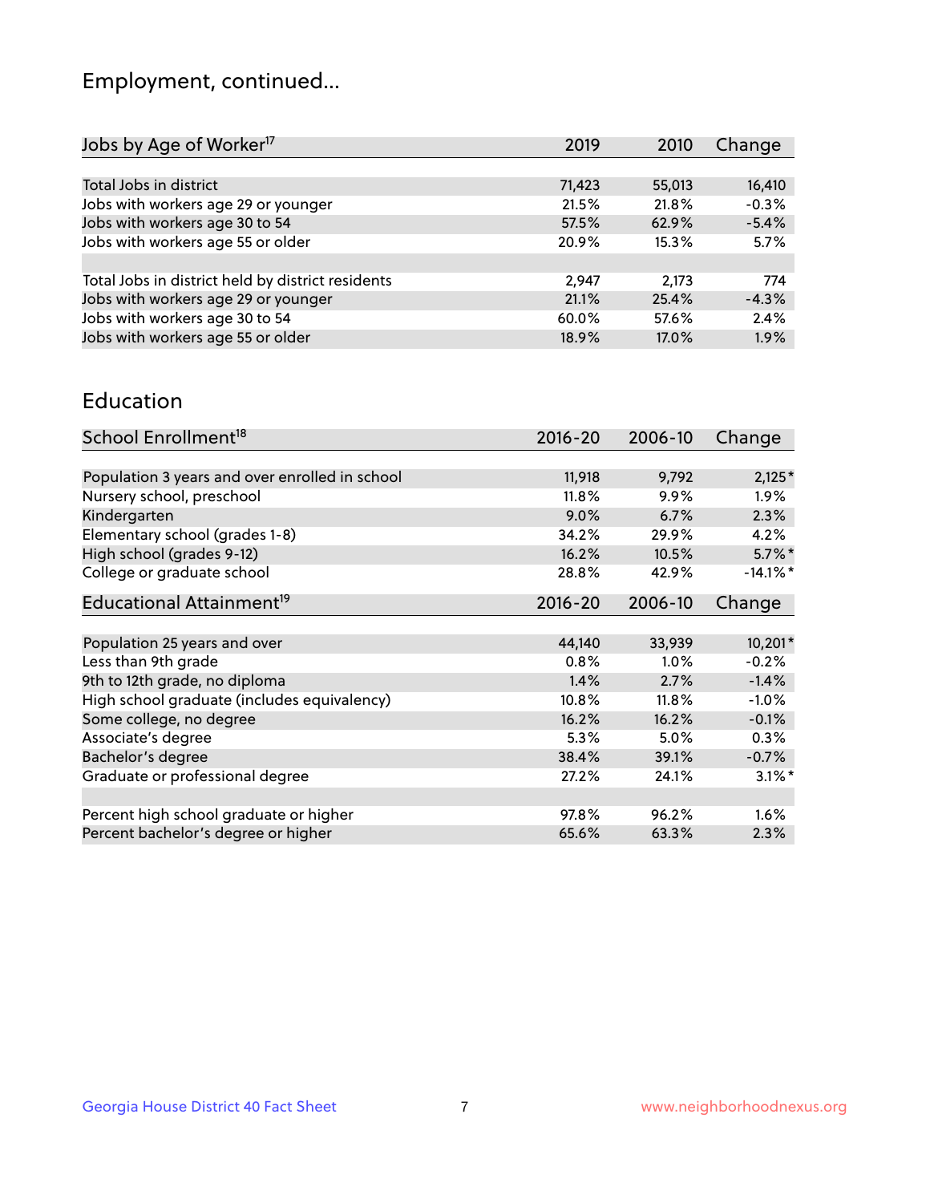## Employment, continued...

| Jobs by Age of Worker[17] | 2019 | 2010 | Change |
|---|---|---|---|
| Total Jobs in district | 71,423 | 55,013 | 16,410 |
| Jobs with workers age 29 or younger | 21.5% | 21.8% | -0.3% |
| Jobs with workers age 30 to 54 | 57.5% | 62.9% | -5.4% |
| Jobs with workers age 55 or older | 20.9% | 15.3% | 5.7% |
| | | | |
| Total Jobs in district held by district residents | 2,947 | 2,173 | 774 |
| Jobs with workers age 29 or younger | 21.1% | 25.4% | -4.3% |
| Jobs with workers age 30 to 54 | 60.0% | 57.6% | 2.4% |
| Jobs with workers age 55 or older | 18.9% | 17.0% | 1.9% |

## Education

| School Enrollment[18] | 2016-20 | 2006-10 | Change |
|---|---|---|---|
| Population 3 years and over enrolled in school | 11,918 | 9,792 | 2,125* |
| Nursery school, preschool | 11.8% | 9.9% | 1.9% |
| Kindergarten | 9.0% | 6.7% | 2.3% |
| Elementary school (grades 1-8) | 34.2% | 29.9% | 4.2% |
| High school (grades 9-12) | 16.2% | 10.5% | 5.7%* |
| College or graduate school | 28.8% | 42.9% | -14.1%* |

| Educational Attainment[19] | 2016-20 | 2006-10 | Change |
|---|---|---|---|
| Population 25 years and over | 44,140 | 33,939 | 10,201* |
| Less than 9th grade | 0.8% | 1.0% | -0.2% |
| 9th to 12th grade, no diploma | 1.4% | 2.7% | -1.4% |
| High school graduate (includes equivalency) | 10.8% | 11.8% | -1.0% |
| Some college, no degree | 16.2% | 16.2% | -0.1% |
| Associate's degree | 5.3% | 5.0% | 0.3% |
| Bachelor's degree | 38.4% | 39.1% | -0.7% |
| Graduate or professional degree | 27.2% | 24.1% | 3.1%* |
| | | | |
| Percent high school graduate or higher | 97.8% | 96.2% | 1.6% |
| Percent bachelor's degree or higher | 65.6% | 63.3% | 2.3% |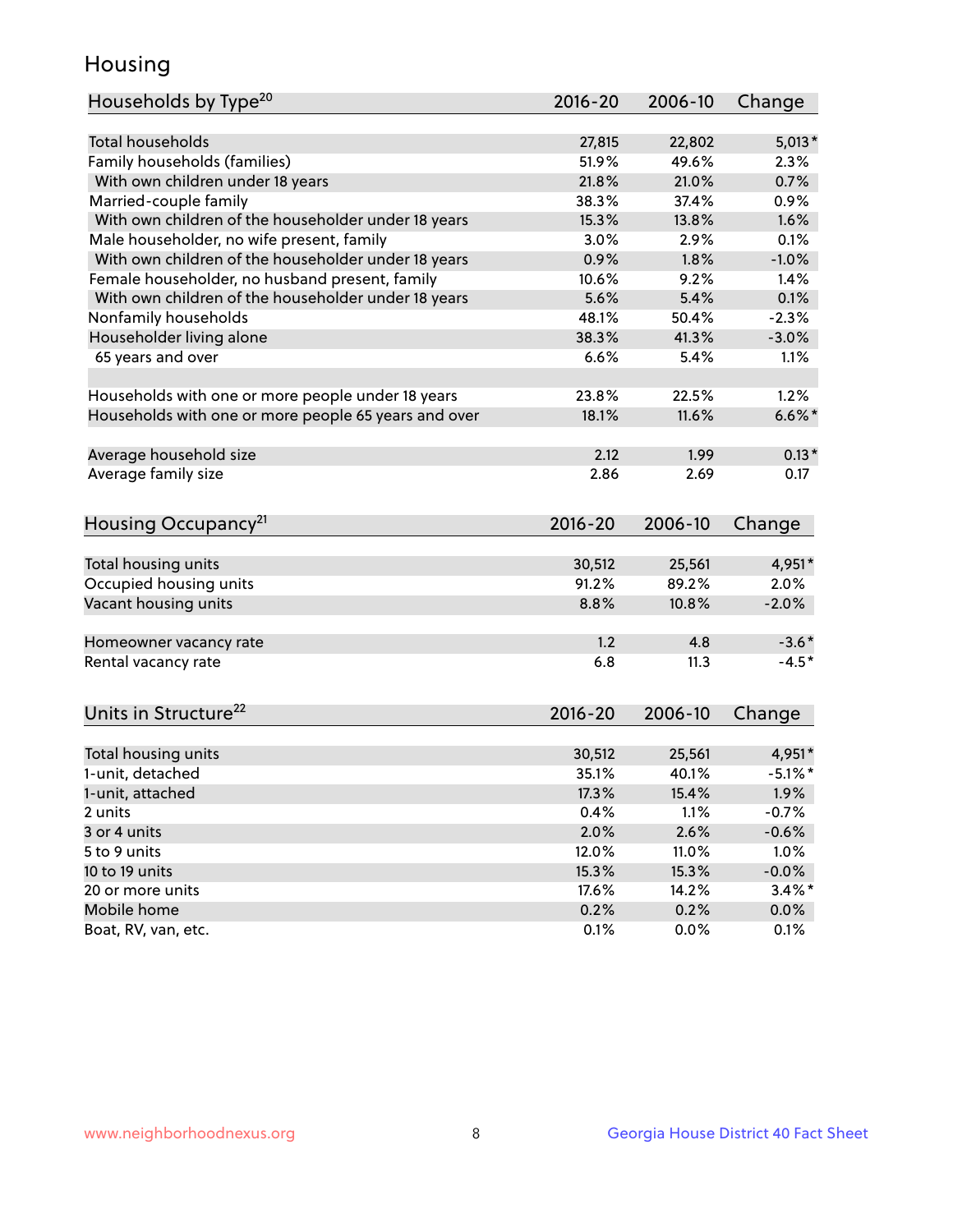## Housing

| Households by Type[20] | 2016-20 | 2006-10 | Change |
|---|---|---|---|
| Total households | 27,815 | 22,802 | 5,013* |
| Family households (families) | 51.9% | 49.6% | 2.3% |
| With own children under 18 years | 21.8% | 21.0% | 0.7% |
| Married-couple family | 38.3% | 37.4% | 0.9% |
| With own children of the householder under 18 years | 15.3% | 13.8% | 1.6% |
| Male householder, no wife present, family | 3.0% | 2.9% | 0.1% |
| With own children of the householder under 18 years | 0.9% | 1.8% | -1.0% |
| Female householder, no husband present, family | 10.6% | 9.2% | 1.4% |
| With own children of the householder under 18 years | 5.6% | 5.4% | 0.1% |
| Nonfamily households | 48.1% | 50.4% | -2.3% |
| Householder living alone | 38.3% | 41.3% | -3.0% |
| 65 years and over | 6.6% | 5.4% | 1.1% |
| | | | |
| Households with one or more people under 18 years | 23.8% | 22.5% | 1.2% |
| Households with one or more people 65 years and over | 18.1% | 11.6% | 6.6%* |
| | | | |
| Average household size | 2.12 | 1.99 | 0.13* |
| Average family size | 2.86 | 2.69 | 0.17 |

| Housing Occupancy[21] | 2016-20 | 2006-10 | Change |
|---|---|---|---|
| Total housing units | 30,512 | 25,561 | 4,951* |
| Occupied housing units | 91.2% | 89.2% | 2.0% |
| Vacant housing units | 8.8% | 10.8% | -2.0% |
| | | | |
| Homeowner vacancy rate | 1.2 | 4.8 | -3.6* |
| Rental vacancy rate | 6.8 | 11.3 | -4.5* |

| Units in Structure[22] | 2016-20 | 2006-10 | Change |
|---|---|---|---|
| Total housing units | 30,512 | 25,561 | 4,951* |
| 1-unit, detached | 35.1% | 40.1% | -5.1%* |
| 1-unit, attached | 17.3% | 15.4% | 1.9% |
| 2 units | 0.4% | 1.1% | -0.7% |
| 3 or 4 units | 2.0% | 2.6% | -0.6% |
| 5 to 9 units | 12.0% | 11.0% | 1.0% |
| 10 to 19 units | 15.3% | 15.3% | -0.0% |
| 20 or more units | 17.6% | 14.2% | 3.4%* |
| Mobile home | 0.2% | 0.2% | 0.0% |
| Boat, RV, van, etc. | 0.1% | 0.0% | 0.1% |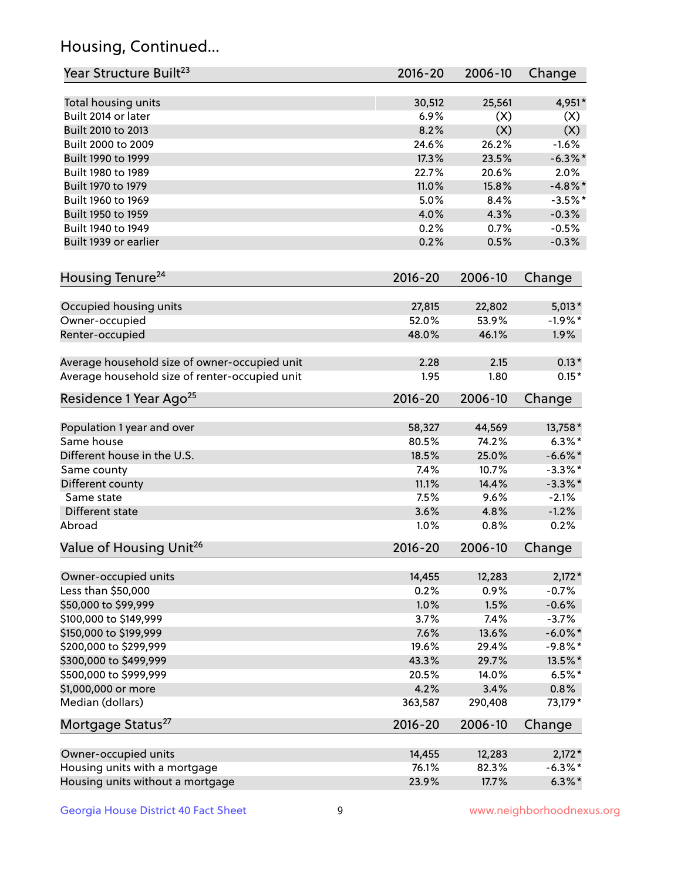## Housing, Continued...

| Year Structure Built[23] | 2016-20 | 2006-10 | Change |
|---|---|---|---|
| Total housing units | 30,512 | 25,561 | 4,951* |
| Built 2014 or later | 6.9% | (X) | (X) |
| Built 2010 to 2013 | 8.2% | (X) | (X) |
| Built 2000 to 2009 | 24.6% | 26.2% | -1.6% |
| Built 1990 to 1999 | 17.3% | 23.5% | -6.3%* |
| Built 1980 to 1989 | 22.7% | 20.6% | 2.0% |
| Built 1970 to 1979 | 11.0% | 15.8% | -4.8%* |
| Built 1960 to 1969 | 5.0% | 8.4% | -3.5%* |
| Built 1950 to 1959 | 4.0% | 4.3% | -0.3% |
| Built 1940 to 1949 | 0.2% | 0.7% | -0.5% |
| Built 1939 or earlier | 0.2% | 0.5% | -0.3% |

| Housing Tenure[24] | 2016-20 | 2006-10 | Change |
|---|---|---|---|
| Occupied housing units | 27,815 | 22,802 | 5,013* |
| Owner-occupied | 52.0% | 53.9% | -1.9%* |
| Renter-occupied | 48.0% | 46.1% | 1.9% |
| Average household size of owner-occupied unit | 2.28 | 2.15 | 0.13* |
| Average household size of renter-occupied unit | 1.95 | 1.80 | 0.15* |

| Residence 1 Year Ago[25] | 2016-20 | 2006-10 | Change |
|---|---|---|---|
| Population 1 year and over | 58,327 | 44,569 | 13,758* |
| Same house | 80.5% | 74.2% | 6.3%* |
| Different house in the U.S. | 18.5% | 25.0% | -6.6%* |
| Same county | 7.4% | 10.7% | -3.3%* |
| Different county | 11.1% | 14.4% | -3.3%* |
| Same state | 7.5% | 9.6% | -2.1% |
| Different state | 3.6% | 4.8% | -1.2% |
| Abroad | 1.0% | 0.8% | 0.2% |

| Value of Housing Unit[26] | 2016-20 | 2006-10 | Change |
|---|---|---|---|
| Owner-occupied units | 14,455 | 12,283 | 2,172* |
| Less than $50,000 | 0.2% | 0.9% | -0.7% |
| $50,000 to $99,999 | 1.0% | 1.5% | -0.6% |
| $100,000 to $149,999 | 3.7% | 7.4% | -3.7% |
| $150,000 to $199,999 | 7.6% | 13.6% | -6.0%* |
| $200,000 to $299,999 | 19.6% | 29.4% | -9.8%* |
| $300,000 to $499,999 | 43.3% | 29.7% | 13.5%* |
| $500,000 to $999,999 | 20.5% | 14.0% | 6.5%* |
| $1,000,000 or more | 4.2% | 3.4% | 0.8% |
| Median (dollars) | 363,587 | 290,408 | 73,179* |

| Mortgage Status[27] | 2016-20 | 2006-10 | Change |
|---|---|---|---|
| Owner-occupied units | 14,455 | 12,283 | 2,172* |
| Housing units with a mortgage | 76.1% | 82.3% | -6.3%* |
| Housing units without a mortgage | 23.9% | 17.7% | 6.3%* |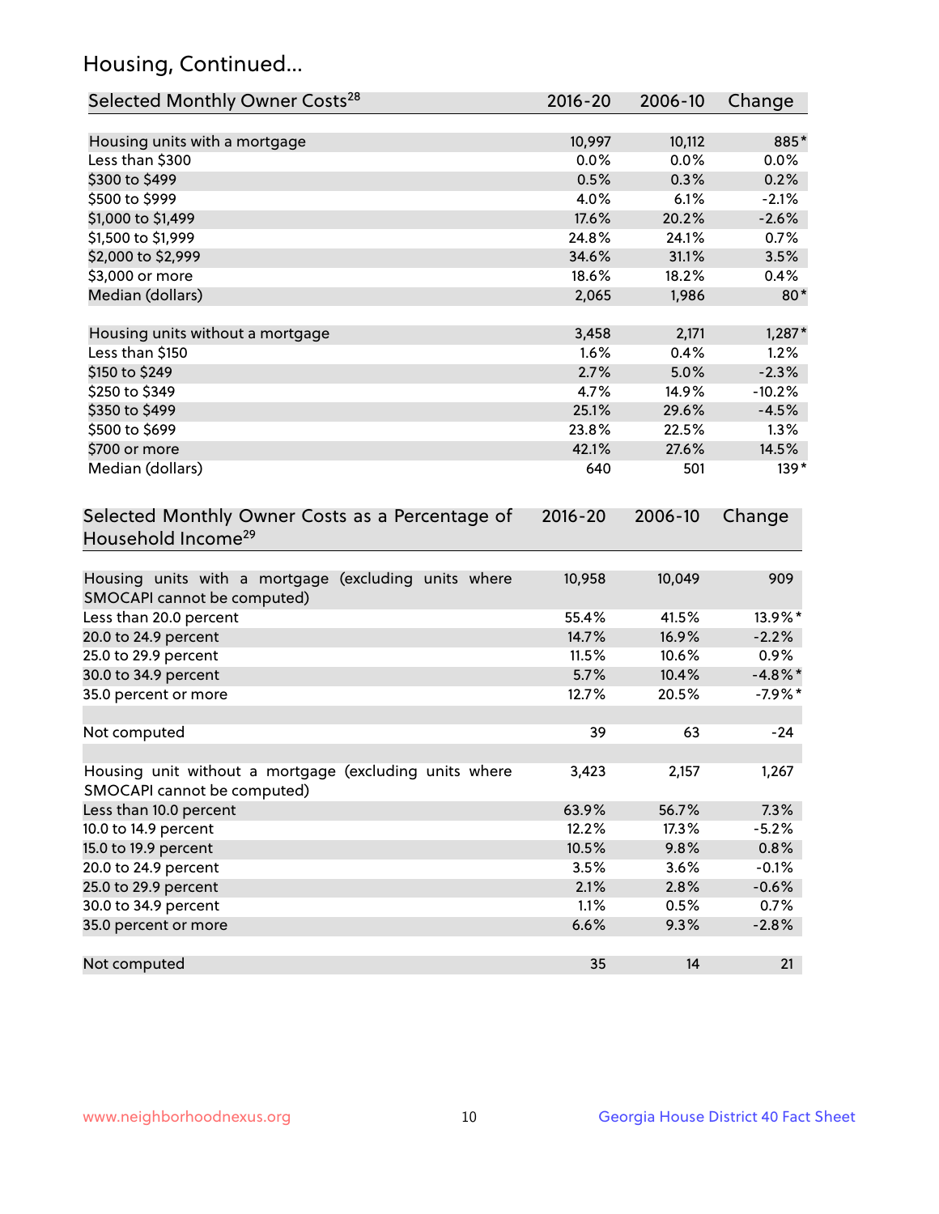## Housing, Continued...

| Selected Monthly Owner Costs[28] | 2016-20 | 2006-10 | Change |
|---|---|---|---|
| Housing units with a mortgage | 10,997 | 10,112 | 885* |
| Less than $300 | 0.0% | 0.0% | 0.0% |
| $300 to $499 | 0.5% | 0.3% | 0.2% |
| $500 to $999 | 4.0% | 6.1% | -2.1% |
| $1,000 to $1,499 | 17.6% | 20.2% | -2.6% |
| $1,500 to $1,999 | 24.8% | 24.1% | 0.7% |
| $2,000 to $2,999 | 34.6% | 31.1% | 3.5% |
| $3,000 or more | 18.6% | 18.2% | 0.4% |
| Median (dollars) | 2,065 | 1,986 | 80* |
| Housing units without a mortgage | 3,458 | 2,171 | 1,287* |
| Less than $150 | 1.6% | 0.4% | 1.2% |
| $150 to $249 | 2.7% | 5.0% | -2.3% |
| $250 to $349 | 4.7% | 14.9% | -10.2% |
| $350 to $499 | 25.1% | 29.6% | -4.5% |
| $500 to $699 | 23.8% | 22.5% | 1.3% |
| $700 or more | 42.1% | 27.6% | 14.5% |
| Median (dollars) | 640 | 501 | 139* |

| Selected Monthly Owner Costs as a Percentage of Household Income[29] | 2016-20 | 2006-10 | Change |
|---|---|---|---|
| Housing units with a mortgage (excluding units where SMOCAPI cannot be computed) | 10,958 | 10,049 | 909 |
| Less than 20.0 percent | 55.4% | 41.5% | 13.9%* |
| 20.0 to 24.9 percent | 14.7% | 16.9% | -2.2% |
| 25.0 to 29.9 percent | 11.5% | 10.6% | 0.9% |
| 30.0 to 34.9 percent | 5.7% | 10.4% | -4.8%* |
| 35.0 percent or more | 12.7% | 20.5% | -7.9%* |
| Not computed | 39 | 63 | -24 |
| Housing unit without a mortgage (excluding units where SMOCAPI cannot be computed) | 3,423 | 2,157 | 1,267 |
| Less than 10.0 percent | 63.9% | 56.7% | 7.3% |
| 10.0 to 14.9 percent | 12.2% | 17.3% | -5.2% |
| 15.0 to 19.9 percent | 10.5% | 9.8% | 0.8% |
| 20.0 to 24.9 percent | 3.5% | 3.6% | -0.1% |
| 25.0 to 29.9 percent | 2.1% | 2.8% | -0.6% |
| 30.0 to 34.9 percent | 1.1% | 0.5% | 0.7% |
| 35.0 percent or more | 6.6% | 9.3% | -2.8% |
| Not computed | 35 | 14 | 21 |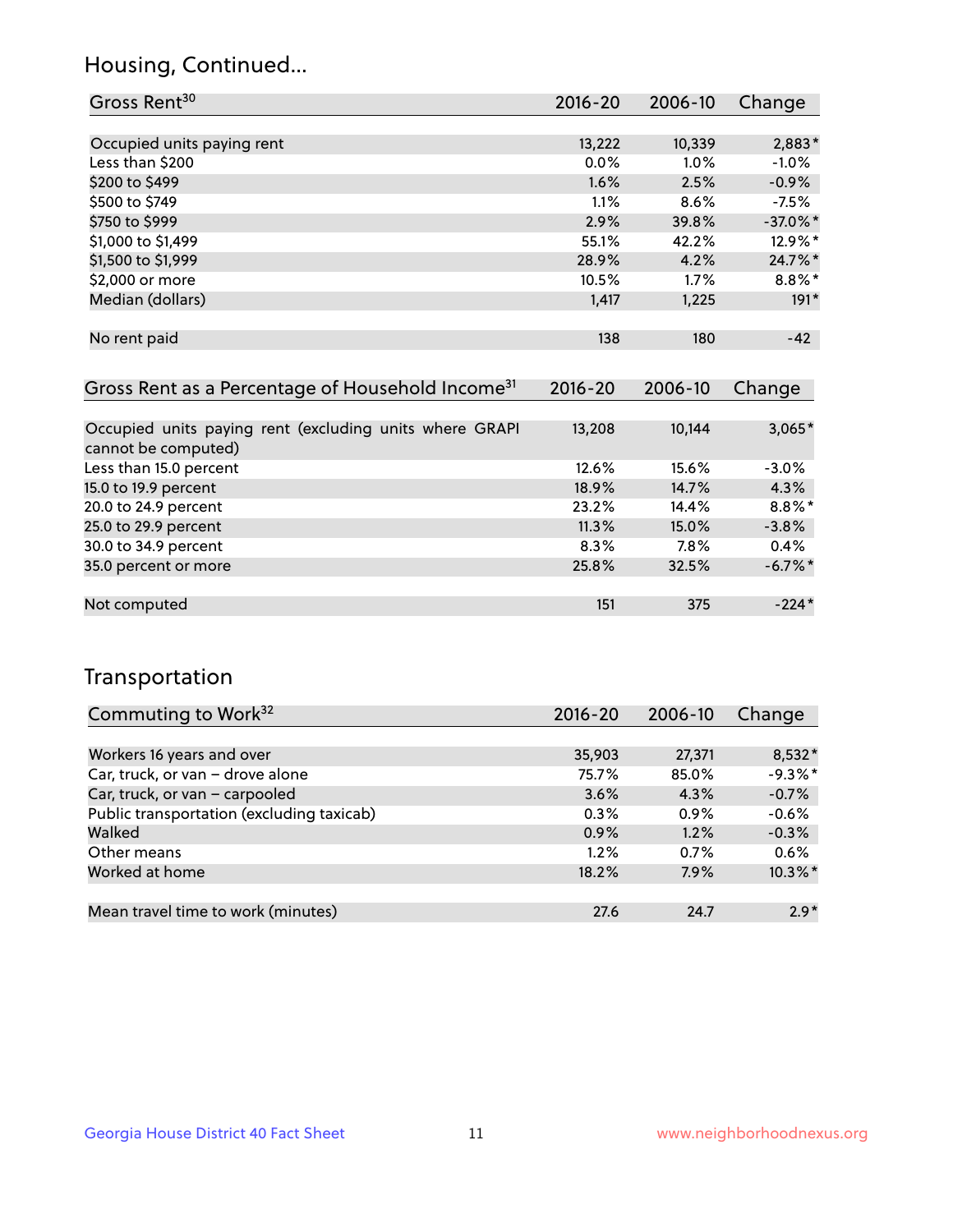## Housing, Continued...

| Gross Rent[30] | 2016-20 | 2006-10 | Change |
|---|---|---|---|
| Occupied units paying rent | 13,222 | 10,339 | 2,883* |
| Less than $200 | 0.0% | 1.0% | -1.0% |
| $200 to $499 | 1.6% | 2.5% | -0.9% |
| $500 to $749 | 1.1% | 8.6% | -7.5% |
| $750 to $999 | 2.9% | 39.8% | -37.0%* |
| $1,000 to $1,499 | 55.1% | 42.2% | 12.9%* |
| $1,500 to $1,999 | 28.9% | 4.2% | 24.7%* |
| $2,000 or more | 10.5% | 1.7% | 8.8%* |
| Median (dollars) | 1,417 | 1,225 | 191* |
| No rent paid | 138 | 180 | -42 |

| Gross Rent as a Percentage of Household Income[31] | 2016-20 | 2006-10 | Change |
|---|---|---|---|
| Occupied units paying rent (excluding units where GRAPI cannot be computed) | 13,208 | 10,144 | 3,065* |
| Less than 15.0 percent | 12.6% | 15.6% | -3.0% |
| 15.0 to 19.9 percent | 18.9% | 14.7% | 4.3% |
| 20.0 to 24.9 percent | 23.2% | 14.4% | 8.8%* |
| 25.0 to 29.9 percent | 11.3% | 15.0% | -3.8% |
| 30.0 to 34.9 percent | 8.3% | 7.8% | 0.4% |
| 35.0 percent or more | 25.8% | 32.5% | -6.7%* |
| Not computed | 151 | 375 | -224* |

## Transportation

| Commuting to Work[32] | 2016-20 | 2006-10 | Change |
|---|---|---|---|
| Workers 16 years and over | 35,903 | 27,371 | 8,532* |
| Car, truck, or van – drove alone | 75.7% | 85.0% | -9.3%* |
| Car, truck, or van – carpooled | 3.6% | 4.3% | -0.7% |
| Public transportation (excluding taxicab) | 0.3% | 0.9% | -0.6% |
| Walked | 0.9% | 1.2% | -0.3% |
| Other means | 1.2% | 0.7% | 0.6% |
| Worked at home | 18.2% | 7.9% | 10.3%* |
| Mean travel time to work (minutes) | 27.6 | 24.7 | 2.9* |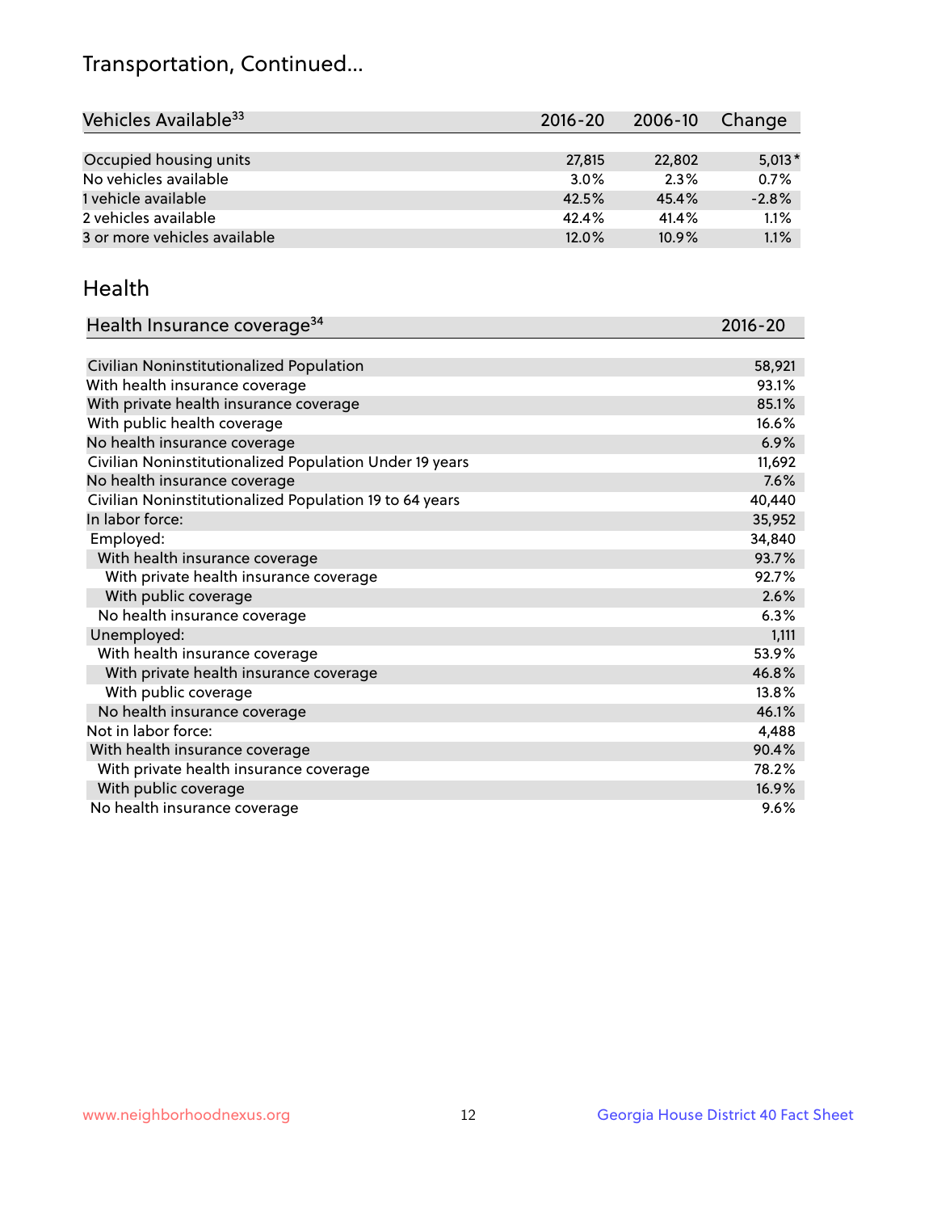# Transportation, Continued...

| Vehicles Available[33] | 2016-20 | 2006-10 | Change |
|---|---|---|---|
| Occupied housing units | 27,815 | 22,802 | 5,013* |
| No vehicles available | 3.0% | 2.3% | 0.7% |
| 1 vehicle available | 42.5% | 45.4% | -2.8% |
| 2 vehicles available | 42.4% | 41.4% | 1.1% |
| 3 or more vehicles available | 12.0% | 10.9% | 1.1% |

## Health

| Health Insurance coverage[34] | 2016-20 |
|---|---|
| Civilian Noninstitutionalized Population | 58,921 |
| With health insurance coverage | 93.1% |
| With private health insurance coverage | 85.1% |
| With public health coverage | 16.6% |
| No health insurance coverage | 6.9% |
| Civilian Noninstitutionalized Population Under 19 years | 11,692 |
| No health insurance coverage | 7.6% |
| Civilian Noninstitutionalized Population 19 to 64 years | 40,440 |
| In labor force: | 35,952 |
| Employed: | 34,840 |
| With health insurance coverage | 93.7% |
| With private health insurance coverage | 92.7% |
| With public coverage | 2.6% |
| No health insurance coverage | 6.3% |
| Unemployed: | 1,111 |
| With health insurance coverage | 53.9% |
| With private health insurance coverage | 46.8% |
| With public coverage | 13.8% |
| No health insurance coverage | 46.1% |
| Not in labor force: | 4,488 |
| With health insurance coverage | 90.4% |
| With private health insurance coverage | 78.2% |
| With public coverage | 16.9% |
| No health insurance coverage | 9.6% |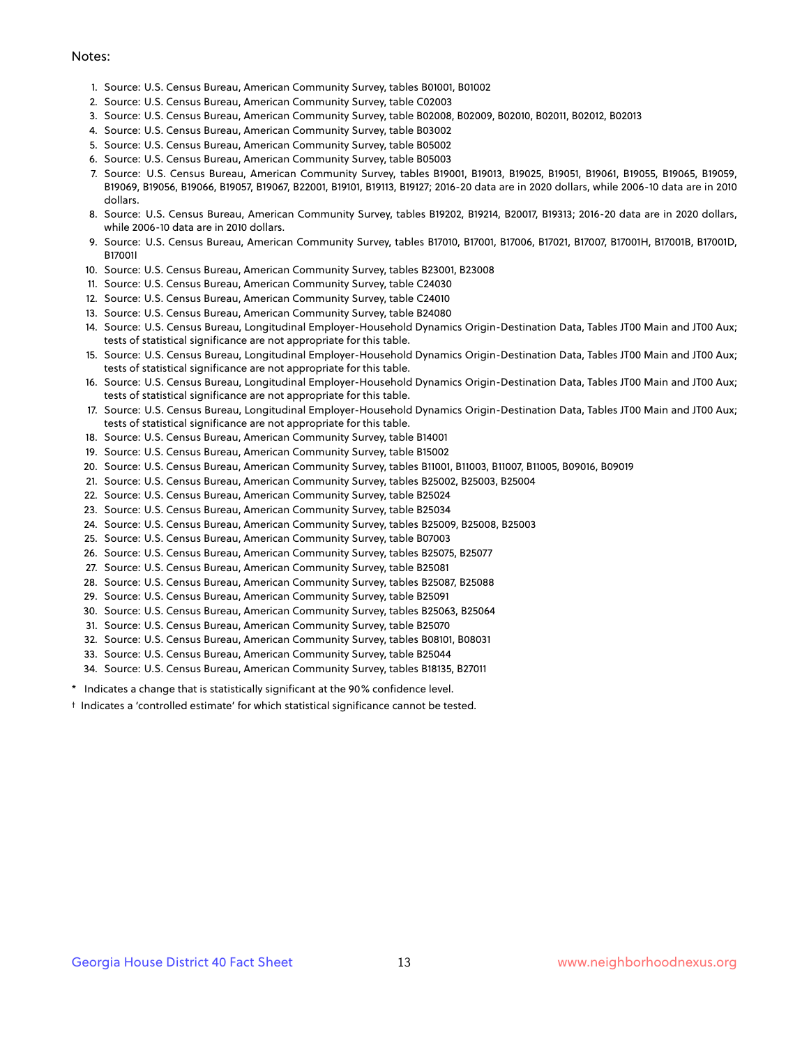Notes:

1. Source: U.S. Census Bureau, American Community Survey, tables B01001, B01002
2. Source: U.S. Census Bureau, American Community Survey, table C02003
3. Source: U.S. Census Bureau, American Community Survey, table B02008, B02009, B02010, B02011, B02012, B02013
4. Source: U.S. Census Bureau, American Community Survey, table B03002
5. Source: U.S. Census Bureau, American Community Survey, table B05002
6. Source: U.S. Census Bureau, American Community Survey, table B05003
7. Source: U.S. Census Bureau, American Community Survey, tables B19001, B19013, B19025, B19051, B19061, B19055, B19065, B19059, B19069, B19056, B19066, B19057, B19067, B22001, B19101, B19113, B19127; 2016-20 data are in 2020 dollars, while 2006-10 data are in 2010 dollars.
8. Source: U.S. Census Bureau, American Community Survey, tables B19202, B19214, B20017, B19313; 2016-20 data are in 2020 dollars, while 2006-10 data are in 2010 dollars.
9. Source: U.S. Census Bureau, American Community Survey, tables B17010, B17001, B17006, B17021, B17007, B17001H, B17001B, B17001D, B17001I
10. Source: U.S. Census Bureau, American Community Survey, tables B23001, B23008
11. Source: U.S. Census Bureau, American Community Survey, table C24030
12. Source: U.S. Census Bureau, American Community Survey, table C24010
13. Source: U.S. Census Bureau, American Community Survey, table B24080
14. Source: U.S. Census Bureau, Longitudinal Employer-Household Dynamics Origin-Destination Data, Tables JT00 Main and JT00 Aux; tests of statistical significance are not appropriate for this table.
15. Source: U.S. Census Bureau, Longitudinal Employer-Household Dynamics Origin-Destination Data, Tables JT00 Main and JT00 Aux; tests of statistical significance are not appropriate for this table.
16. Source: U.S. Census Bureau, Longitudinal Employer-Household Dynamics Origin-Destination Data, Tables JT00 Main and JT00 Aux; tests of statistical significance are not appropriate for this table.
17. Source: U.S. Census Bureau, Longitudinal Employer-Household Dynamics Origin-Destination Data, Tables JT00 Main and JT00 Aux; tests of statistical significance are not appropriate for this table.
18. Source: U.S. Census Bureau, American Community Survey, table B14001
19. Source: U.S. Census Bureau, American Community Survey, table B15002
20. Source: U.S. Census Bureau, American Community Survey, tables B11001, B11003, B11007, B11005, B09016, B09019
21. Source: U.S. Census Bureau, American Community Survey, tables B25002, B25003, B25004
22. Source: U.S. Census Bureau, American Community Survey, table B25024
23. Source: U.S. Census Bureau, American Community Survey, table B25034
24. Source: U.S. Census Bureau, American Community Survey, tables B25009, B25008, B25003
25. Source: U.S. Census Bureau, American Community Survey, table B07003
26. Source: U.S. Census Bureau, American Community Survey, tables B25075, B25077
27. Source: U.S. Census Bureau, American Community Survey, table B25081
28. Source: U.S. Census Bureau, American Community Survey, tables B25087, B25088
29. Source: U.S. Census Bureau, American Community Survey, table B25091
30. Source: U.S. Census Bureau, American Community Survey, tables B25063, B25064
31. Source: U.S. Census Bureau, American Community Survey, table B25070
32. Source: U.S. Census Bureau, American Community Survey, tables B08101, B08031
33. Source: U.S. Census Bureau, American Community Survey, table B25044
34. Source: U.S. Census Bureau, American Community Survey, tables B18135, B27011

\* Indicates a change that is statistically significant at the 90% confidence level.

† Indicates a 'controlled estimate' for which statistical significance cannot be tested.